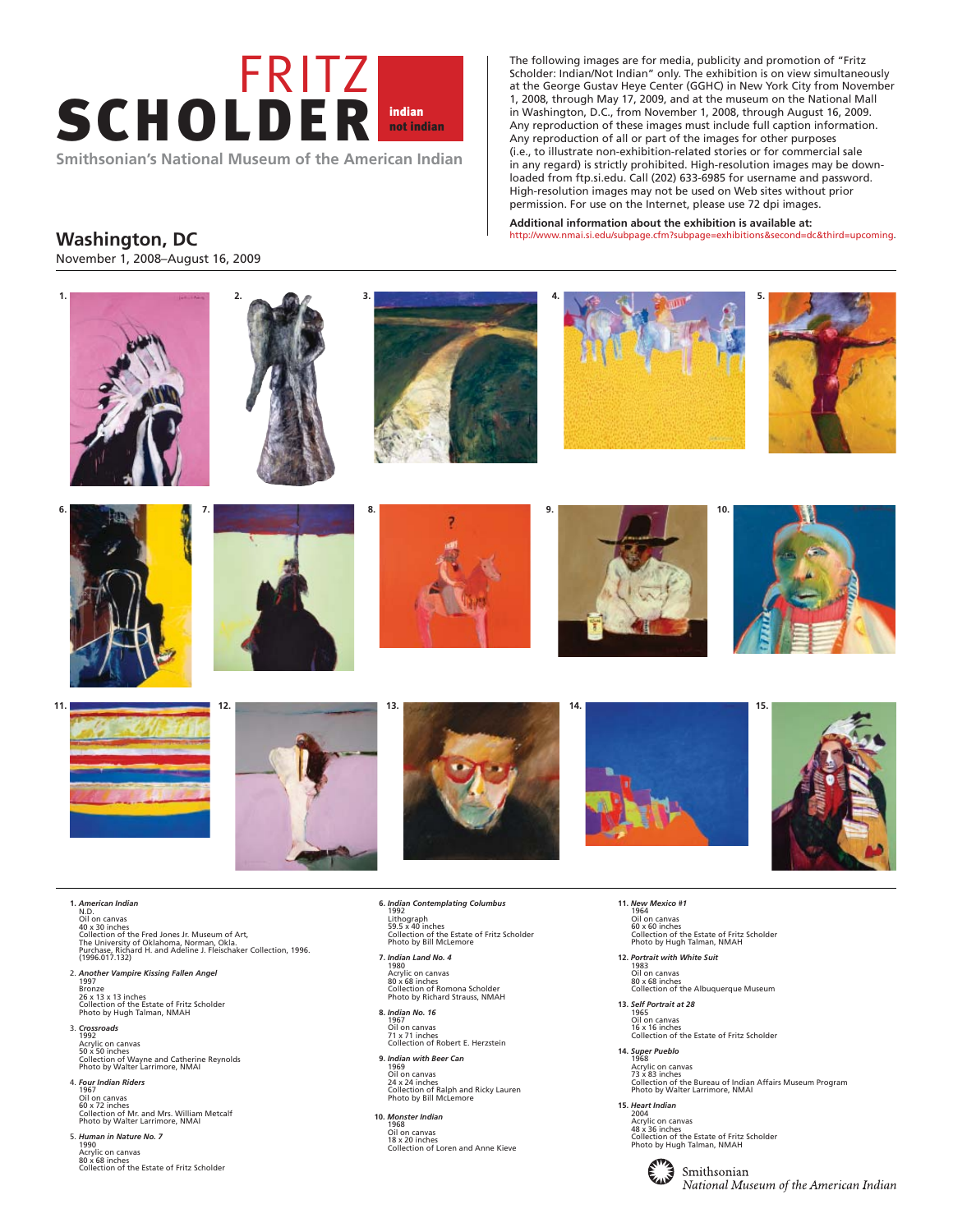# FRITZ SCHOLDER

**indian not indian**

Smithsonian's National Museum of the American Indian

## Washington, DC

November 1, 2008–August 16, 2009

The following images are for media, publicity and promotion of "Fritz Scholder: Indian/Not Indian" only. The exhibition is on view simultaneously at the George Gustav Heye Center (GGHC) in New York City from November 1, 2008, through May 17, 2009, and at the museum on the National Mall in Washington, D.C., from November 1, 2008, through August 16, 2009. Any reproduction of these images must include full caption information. Any reproduction of all or part of the images for other purposes (i.e., to illustrate non-exhibition-related stories or for commercial sale in any regard) is strictly prohibited. High-resolution images may be downloaded from ftp.si.edu. Call (202) 633-6985 for username and password. High-resolution images may not be used on Web sites without prior permission. For use on the Internet, please use 72 dpi images.

**Additional information about the exhibition is available at:**
http://www.nmai.si.edu/subpage.cfm?subpage=exhibitions&second=dc&third=upcoming.

1. ***American Indian***
   N.D.
   Oil on canvas
   40 x 30 inches
   Collection of the Fred Jones Jr. Museum of Art, The University of Oklahoma, Norman, Okla. Purchase, Richard H. and Adeline J. Fleischaker Collection, 1996. (1996.017.132)

2. ***Another Vampire Kissing Fallen Angel***
   1997
   Bronze
   26 x 13 x 13 inches
   Collection of the Estate of Fritz Scholder
   Photo by Hugh Talman, NMAH

3. ***Crossroads***
   1992
   Acrylic on canvas
   50 x 50 inches
   Collection of Wayne and Catherine Reynolds
   Photo by Walter Larrimore, NMAI

4. ***Four Indian Riders***
   1967
   Oil on canvas
   60 x 72 inches
   Collection of Mr. and Mrs. William Metcalf
   Photo by Walter Larrimore, NMAI

5. ***Human in Nature No. 7***
   1990
   Acrylic on canvas
   80 x 68 inches
   Collection of the Estate of Fritz Scholder

6. ***Indian Contemplating Columbus***
   1992
   Lithograph
   59.5 x 40 inches
   Collection of the Estate of Fritz Scholder
   Photo by Bill McLemore

7. ***Indian Land No. 4***
   1980
   Acrylic on canvas
   80 x 68 inches
   Collection of Romona Scholder
   Photo by Richard Strauss, NMAH

8. ***Indian No. 16***
   1967
   Oil on canvas
   71 x 71 inches
   Collection of Robert E. Herzstein

9. ***Indian with Beer Can***
   1969
   Oil on canvas
   24 x 24 inches
   Collection of Ralph and Ricky Lauren
   Photo by Bill McLemore

10. ***Monster Indian***
    1968
    Oil on canvas
    18 x 20 inches
    Collection of Loren and Anne Kieve

11. ***New Mexico #1***
    1964
    Oil on canvas
    60 x 60 inches
    Collection of the Estate of Fritz Scholder
    Photo by Hugh Talman, NMAH

12. ***Portrait with White Suit***
    1983
    Oil on canvas
    80 x 68 inches
    Collection of the Albuquerque Museum

13. ***Self Portrait at 28***
    1965
    Oil on canvas
    16 x 16 inches
    Collection of the Estate of Fritz Scholder

14. ***Super Pueblo***
    1968
    Acrylic on canvas
    73 x 83 inches
    Collection of the Bureau of Indian Affairs Museum Program
    Photo by Walter Larrimore, NMAI

15. ***Heart Indian***
    2004
    Acrylic on canvas
    48 x 36 inches
    Collection of the Estate of Fritz Scholder
    Photo by Hugh Talman, NMAH

Smithsonian
*National Museum of the American Indian*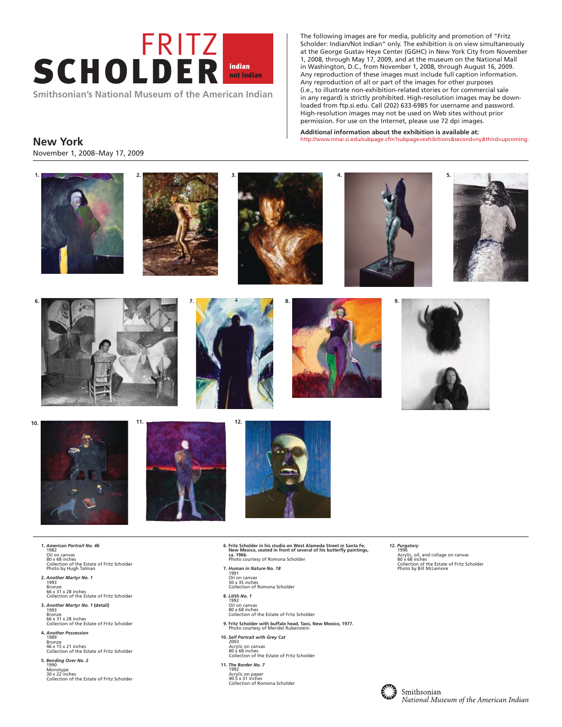# FRITZ SCHOLDER

**indian not indian**

Smithsonian's National Museum of the American Indian

The following images are for media, publicity and promotion of "Fritz Scholder: Indian/Not Indian" only. The exhibition is on view simultaneously at the George Gustav Heye Center (GGHC) in New York City from November 1, 2008, through May 17, 2009, and at the museum on the National Mall in Washington, D.C., from November 1, 2008, through August 16, 2009. Any reproduction of these images must include full caption information. Any reproduction of all or part of the images for other purposes (i.e., to illustrate non-exhibition-related stories or for commercial sale in any regard) is strictly prohibited. High-resolution images may be downloaded from ftp.si.edu. Call (202) 633-6985 for username and password. High-resolution images may not be used on Web sites without prior permission. For use on the Internet, please use 72 dpi images.

**Additional information about the exhibition is available at:**
http://www.nmai.si.edu/subpage.cfm?subpage=exhibitions&second=ny&third=upcoming.

## New York

November 1, 2008–May 17, 2009

1. ***American Portrait No. 46***
   1982
   Oil on canvas
   80 x 68 inches
   Collection of the Estate of Fritz Scholder
   Photo by Hugh Talman

2. ***Another Martyr No. 1***
   1993
   Bronze
   66 x 31 x 28 inches
   Collection of the Estate of Fritz Scholder

3. ***Another Martyr No. 1* (detail)**
   1993
   Bronze
   66 x 31 x 28 inches
   Collection of the Estate of Fritz Scholder

4. ***Another Possession***
   1989
   Bronze
   46 x 15 x 21 inches
   Collection of the Estate of Fritz Scholder

5. ***Bending Over No. 2***
   1990
   Monotype
   30 x 22 inches
   Collection of the Estate of Fritz Scholder

6. **Fritz Scholder in his studio on West Alameda Street in Santa Fe, New Mexico, seated in front of several of his butterfly paintings, ca. 1966.**
   Photo courtesy of Romona Scholder

7. ***Human in Nature No. 18***
   1991
   Oil on canvas
   50 x 35 inches
   Collection of Romona Scholder

8. ***Lilith No. 1***
   1992
   Oil on canvas
   80 x 68 inches
   Collection of the Estate of Fritz Scholder

9. **Fritz Scholder with buffalo head, Taos, New Mexico, 1977.**
   Photo courtesy of Meridel Rubenstein

10. ***Self Portrait with Grey Cat***
    2003
    Acrylic on canvas
    80 x 68 inches
    Collection of the Estate of Fritz Scholder

11. ***The Border No. 7***
    1992
    Acrylic on paper
    40.5 x 31 inches
    Collection of Romona Scholder

12. ***Purgatory***
    1996
    Acrylic, oil, and collage on canvas
    80 x 68 inches
    Collection of the Estate of Fritz Scholder
    Photo by Bill McLemore

Smithsonian
*National Museum of the American Indian*